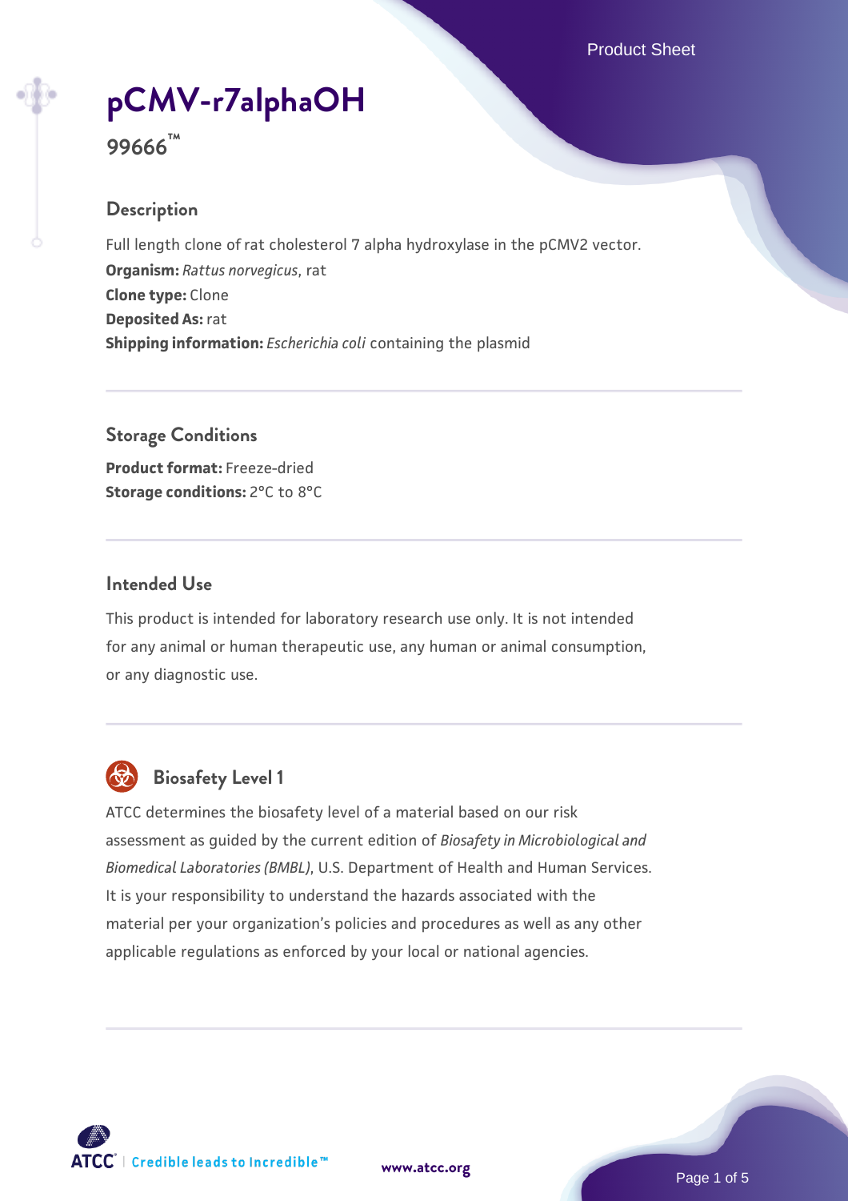# pCMV-r7alphaOH

**99666™**

## Description

Full length clone of rat cholesterol 7 alpha hydroxylase in the pCMV2 vector.

**Organism:** *Rattus norvegicus*, rat

**Clone type:** Clone

**Deposited As:** rat

**Shipping information:** *Escherichia coli* containing the plasmid

## Storage Conditions

**Product format:** Freeze-dried

**Storage conditions:** 2°C to 8°C

## Intended Use

This product is intended for laboratory research use only. It is not intended for any animal or human therapeutic use, any human or animal consumption, or any diagnostic use.

## Biosafety Level 1

ATCC determines the biosafety level of a material based on our risk assessment as guided by the current edition of *Biosafety in Microbiological and Biomedical Laboratories (BMBL)*, U.S. Department of Health and Human Services. It is your responsibility to understand the hazards associated with the material per your organization's policies and procedures as well as any other applicable regulations as enforced by your local or national agencies.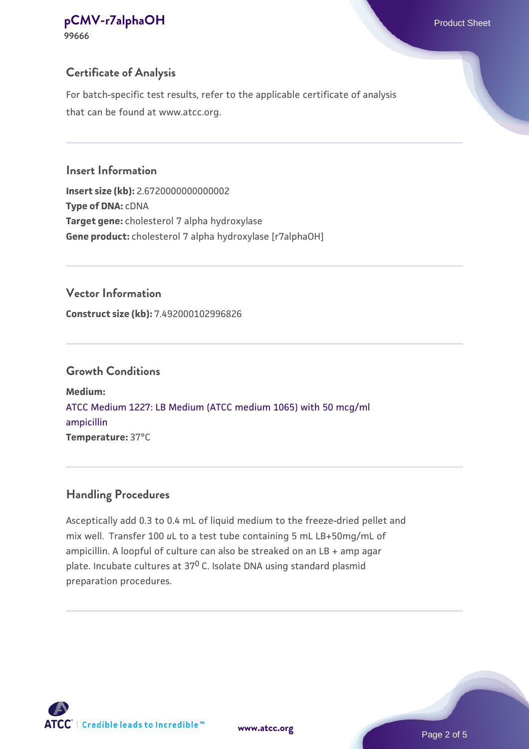## Certificate of Analysis

For batch-specific test results, refer to the applicable certificate of analysis that can be found at www.atcc.org.

## Insert Information

**Insert size (kb):** 2.6720000000000002
**Type of DNA:** cDNA
**Target gene:** cholesterol 7 alpha hydroxylase
**Gene product:** cholesterol 7 alpha hydroxylase [r7alphaOH]

## Vector Information

**Construct size (kb):** 7.492000102996826

## Growth Conditions

**Medium:**
ATCC Medium 1227: LB Medium (ATCC medium 1065) with 50 mcg/ml ampicillin
**Temperature:** 37°C

## Handling Procedures

Asceptically add 0.3 to 0.4 mL of liquid medium to the freeze-dried pellet and mix well. Transfer 100 $u$L to a test tube containing 5 mL LB+50mg/mL of ampicillin. A loopful of culture can also be streaked on an LB + amp agar plate. Incubate cultures at $37^0$ C. Isolate DNA using standard plasmid preparation procedures.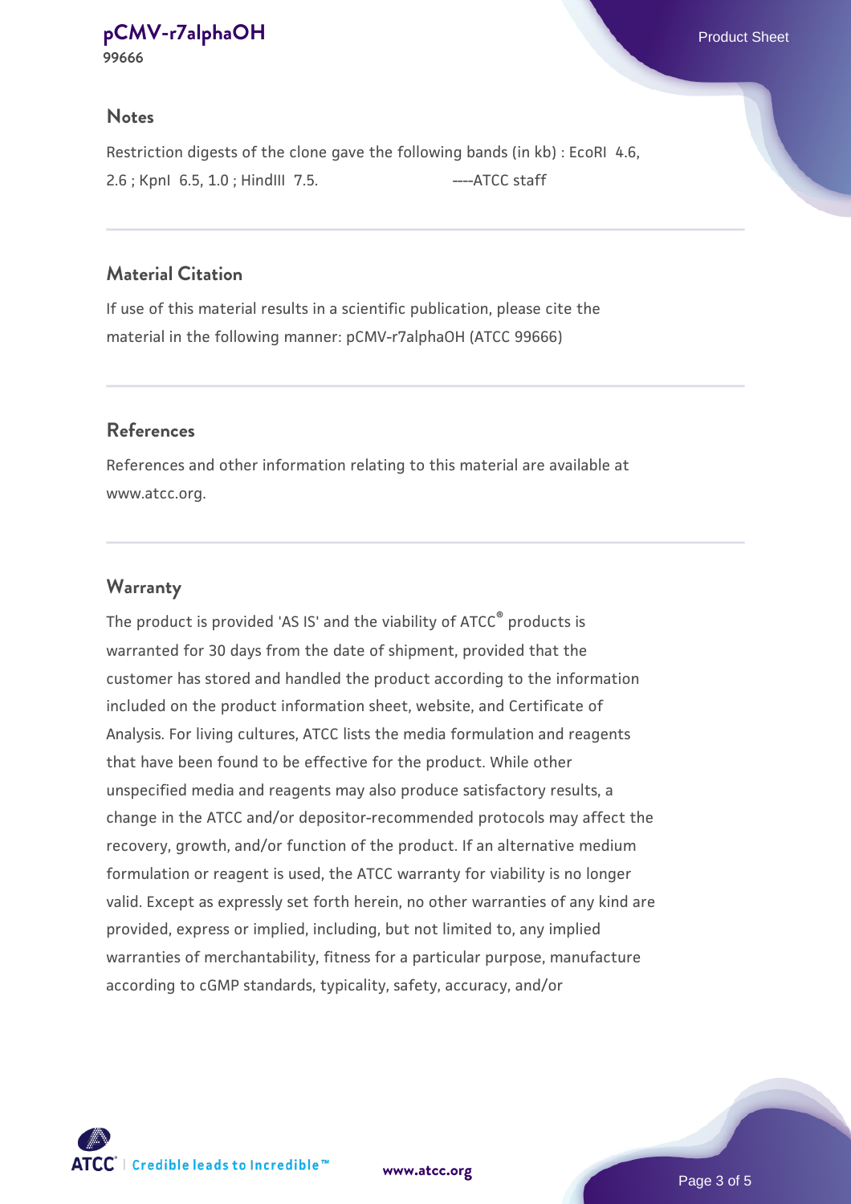## Notes

Restriction digests of the clone gave the following bands (in kb) : EcoRI 4.6, 2.6 ; KpnI 6.5, 1.0 ; HindIII 7.5. ----ATCC staff

## Material Citation

If use of this material results in a scientific publication, please cite the material in the following manner: pCMV-r7alphaOH (ATCC 99666)

## References

References and other information relating to this material are available at www.atcc.org.

## Warranty

The product is provided 'AS IS' and the viability of ATCC® products is warranted for 30 days from the date of shipment, provided that the customer has stored and handled the product according to the information included on the product information sheet, website, and Certificate of Analysis. For living cultures, ATCC lists the media formulation and reagents that have been found to be effective for the product. While other unspecified media and reagents may also produce satisfactory results, a change in the ATCC and/or depositor-recommended protocols may affect the recovery, growth, and/or function of the product. If an alternative medium formulation or reagent is used, the ATCC warranty for viability is no longer valid. Except as expressly set forth herein, no other warranties of any kind are provided, express or implied, including, but not limited to, any implied warranties of merchantability, fitness for a particular purpose, manufacture according to cGMP standards, typicality, safety, accuracy, and/or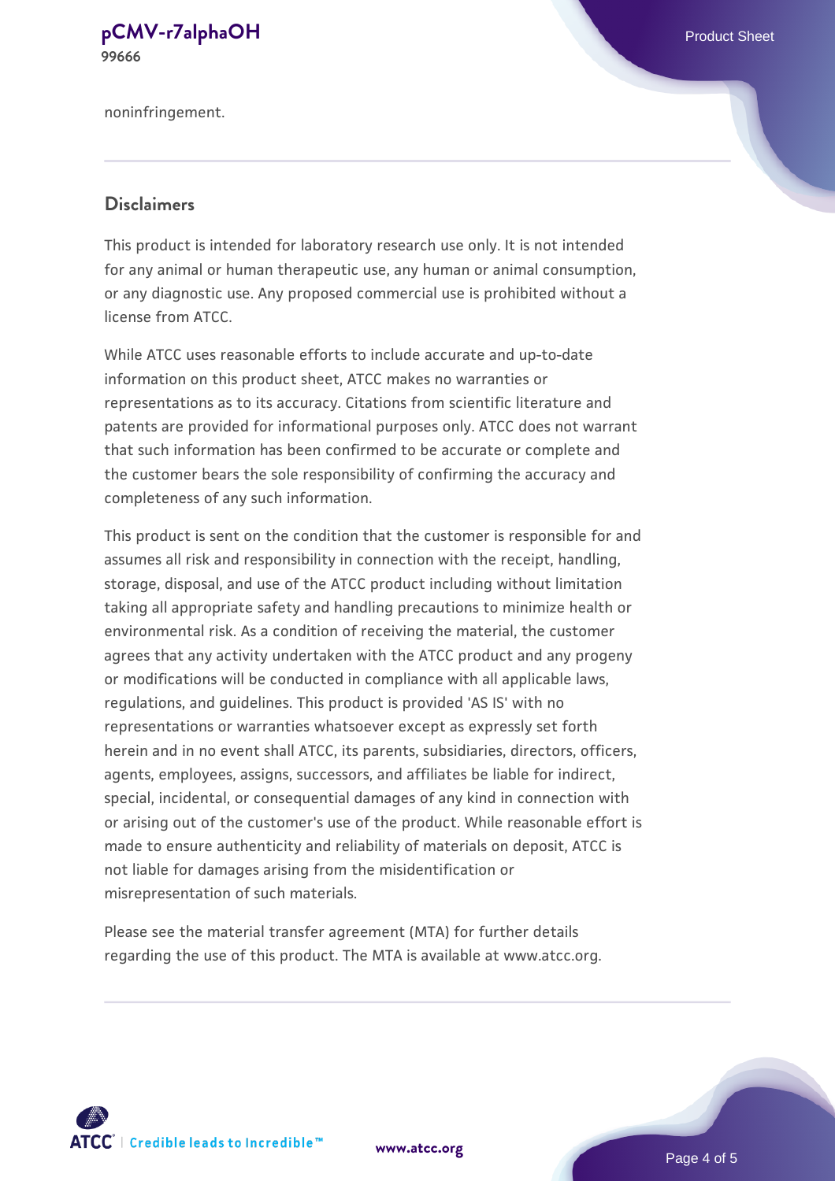noninfringement.

## Disclaimers

This product is intended for laboratory research use only. It is not intended for any animal or human therapeutic use, any human or animal consumption, or any diagnostic use. Any proposed commercial use is prohibited without a license from ATCC.

While ATCC uses reasonable efforts to include accurate and up-to-date information on this product sheet, ATCC makes no warranties or representations as to its accuracy. Citations from scientific literature and patents are provided for informational purposes only. ATCC does not warrant that such information has been confirmed to be accurate or complete and the customer bears the sole responsibility of confirming the accuracy and completeness of any such information.

This product is sent on the condition that the customer is responsible for and assumes all risk and responsibility in connection with the receipt, handling, storage, disposal, and use of the ATCC product including without limitation taking all appropriate safety and handling precautions to minimize health or environmental risk. As a condition of receiving the material, the customer agrees that any activity undertaken with the ATCC product and any progeny or modifications will be conducted in compliance with all applicable laws, regulations, and guidelines. This product is provided 'AS IS' with no representations or warranties whatsoever except as expressly set forth herein and in no event shall ATCC, its parents, subsidiaries, directors, officers, agents, employees, assigns, successors, and affiliates be liable for indirect, special, incidental, or consequential damages of any kind in connection with or arising out of the customer's use of the product. While reasonable effort is made to ensure authenticity and reliability of materials on deposit, ATCC is not liable for damages arising from the misidentification or misrepresentation of such materials.

Please see the material transfer agreement (MTA) for further details regarding the use of this product. The MTA is available at www.atcc.org.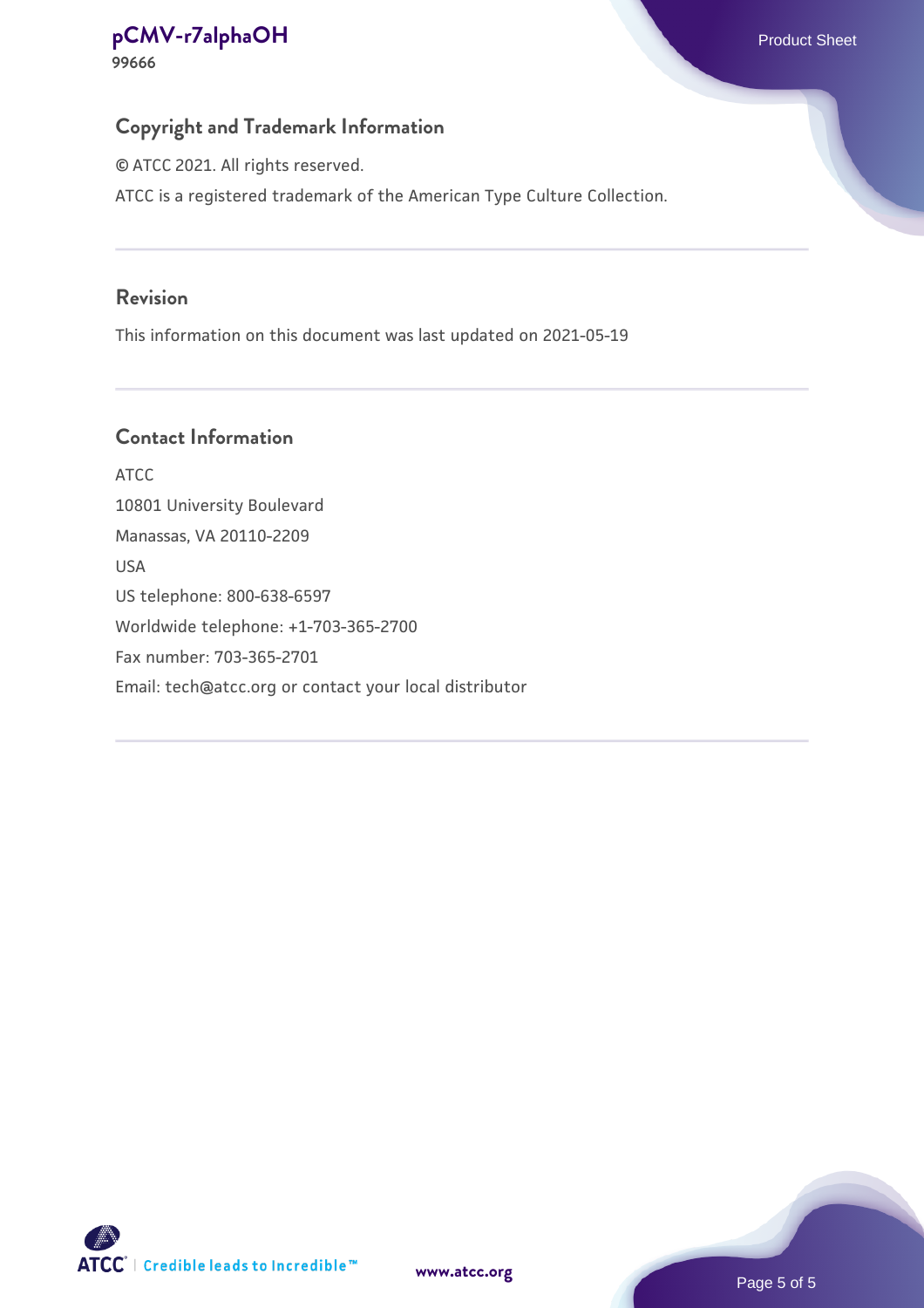## Copyright and Trademark Information

© ATCC 2021. All rights reserved.

ATCC is a registered trademark of the American Type Culture Collection.

## Revision

This information on this document was last updated on 2021-05-19

## Contact Information

ATCC

10801 University Boulevard

Manassas, VA 20110-2209

USA

US telephone: 800-638-6597

Worldwide telephone: +1-703-365-2700

Fax number: 703-365-2701

Email: tech@atcc.org or contact your local distributor